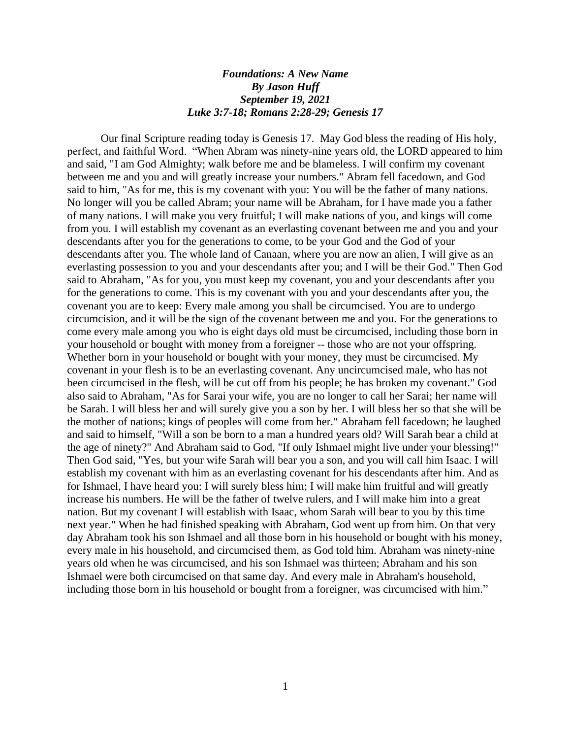***Foundations: A New Name***
***By Jason Huff***
***September 19, 2021***
***Luke 3:7-18; Romans 2:28-29; Genesis 17***

Our final Scripture reading today is Genesis 17. May God bless the reading of His holy, perfect, and faithful Word. "When Abram was ninety-nine years old, the LORD appeared to him and said, "I am God Almighty; walk before me and be blameless. I will confirm my covenant between me and you and will greatly increase your numbers." Abram fell facedown, and God said to him, "As for me, this is my covenant with you: You will be the father of many nations. No longer will you be called Abram; your name will be Abraham, for I have made you a father of many nations. I will make you very fruitful; I will make nations of you, and kings will come from you. I will establish my covenant as an everlasting covenant between me and you and your descendants after you for the generations to come, to be your God and the God of your descendants after you. The whole land of Canaan, where you are now an alien, I will give as an everlasting possession to you and your descendants after you; and I will be their God." Then God said to Abraham, "As for you, you must keep my covenant, you and your descendants after you for the generations to come. This is my covenant with you and your descendants after you, the covenant you are to keep: Every male among you shall be circumcised. You are to undergo circumcision, and it will be the sign of the covenant between me and you. For the generations to come every male among you who is eight days old must be circumcised, including those born in your household or bought with money from a foreigner -- those who are not your offspring. Whether born in your household or bought with your money, they must be circumcised. My covenant in your flesh is to be an everlasting covenant. Any uncircumcised male, who has not been circumcised in the flesh, will be cut off from his people; he has broken my covenant." God also said to Abraham, "As for Sarai your wife, you are no longer to call her Sarai; her name will be Sarah. I will bless her and will surely give you a son by her. I will bless her so that she will be the mother of nations; kings of peoples will come from her." Abraham fell facedown; he laughed and said to himself, "Will a son be born to a man a hundred years old? Will Sarah bear a child at the age of ninety?" And Abraham said to God, "If only Ishmael might live under your blessing!" Then God said, "Yes, but your wife Sarah will bear you a son, and you will call him Isaac. I will establish my covenant with him as an everlasting covenant for his descendants after him. And as for Ishmael, I have heard you: I will surely bless him; I will make him fruitful and will greatly increase his numbers. He will be the father of twelve rulers, and I will make him into a great nation. But my covenant I will establish with Isaac, whom Sarah will bear to you by this time next year." When he had finished speaking with Abraham, God went up from him. On that very day Abraham took his son Ishmael and all those born in his household or bought with his money, every male in his household, and circumcised them, as God told him. Abraham was ninety-nine years old when he was circumcised, and his son Ishmael was thirteen; Abraham and his son Ishmael were both circumcised on that same day. And every male in Abraham's household, including those born in his household or bought from a foreigner, was circumcised with him."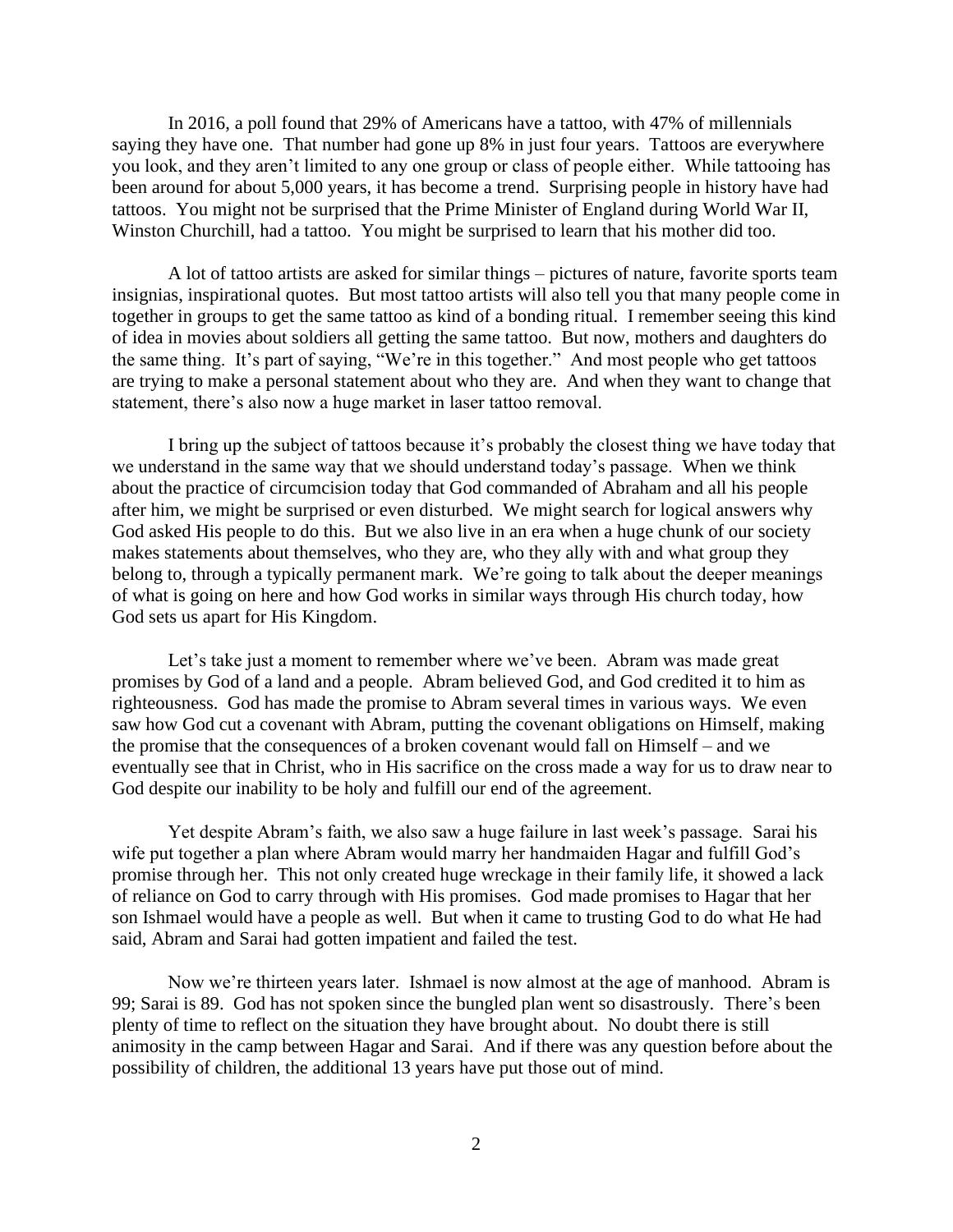In 2016, a poll found that 29% of Americans have a tattoo, with 47% of millennials saying they have one. That number had gone up 8% in just four years. Tattoos are everywhere you look, and they aren't limited to any one group or class of people either. While tattooing has been around for about 5,000 years, it has become a trend. Surprising people in history have had tattoos. You might not be surprised that the Prime Minister of England during World War II, Winston Churchill, had a tattoo. You might be surprised to learn that his mother did too.

A lot of tattoo artists are asked for similar things – pictures of nature, favorite sports team insignias, inspirational quotes. But most tattoo artists will also tell you that many people come in together in groups to get the same tattoo as kind of a bonding ritual. I remember seeing this kind of idea in movies about soldiers all getting the same tattoo. But now, mothers and daughters do the same thing. It's part of saying, "We're in this together." And most people who get tattoos are trying to make a personal statement about who they are. And when they want to change that statement, there's also now a huge market in laser tattoo removal.

I bring up the subject of tattoos because it's probably the closest thing we have today that we understand in the same way that we should understand today's passage. When we think about the practice of circumcision today that God commanded of Abraham and all his people after him, we might be surprised or even disturbed. We might search for logical answers why God asked His people to do this. But we also live in an era when a huge chunk of our society makes statements about themselves, who they are, who they ally with and what group they belong to, through a typically permanent mark. We're going to talk about the deeper meanings of what is going on here and how God works in similar ways through His church today, how God sets us apart for His Kingdom.

Let's take just a moment to remember where we've been. Abram was made great promises by God of a land and a people. Abram believed God, and God credited it to him as righteousness. God has made the promise to Abram several times in various ways. We even saw how God cut a covenant with Abram, putting the covenant obligations on Himself, making the promise that the consequences of a broken covenant would fall on Himself – and we eventually see that in Christ, who in His sacrifice on the cross made a way for us to draw near to God despite our inability to be holy and fulfill our end of the agreement.

Yet despite Abram's faith, we also saw a huge failure in last week's passage. Sarai his wife put together a plan where Abram would marry her handmaiden Hagar and fulfill God's promise through her. This not only created huge wreckage in their family life, it showed a lack of reliance on God to carry through with His promises. God made promises to Hagar that her son Ishmael would have a people as well. But when it came to trusting God to do what He had said, Abram and Sarai had gotten impatient and failed the test.

Now we're thirteen years later. Ishmael is now almost at the age of manhood. Abram is 99; Sarai is 89. God has not spoken since the bungled plan went so disastrously. There's been plenty of time to reflect on the situation they have brought about. No doubt there is still animosity in the camp between Hagar and Sarai. And if there was any question before about the possibility of children, the additional 13 years have put those out of mind.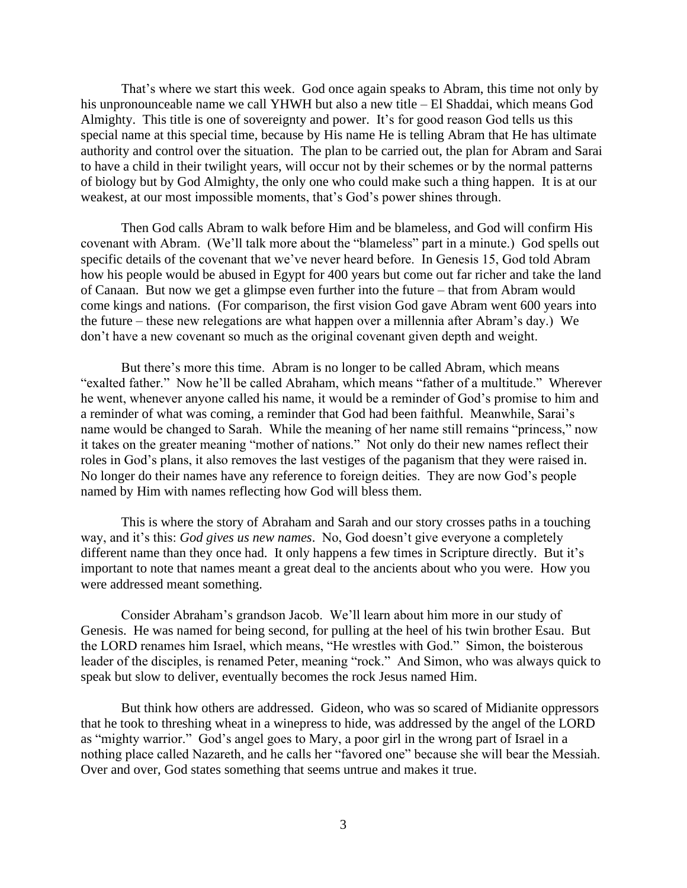That's where we start this week. God once again speaks to Abram, this time not only by his unpronounceable name we call YHWH but also a new title – El Shaddai, which means God Almighty. This title is one of sovereignty and power. It's for good reason God tells us this special name at this special time, because by His name He is telling Abram that He has ultimate authority and control over the situation. The plan to be carried out, the plan for Abram and Sarai to have a child in their twilight years, will occur not by their schemes or by the normal patterns of biology but by God Almighty, the only one who could make such a thing happen. It is at our weakest, at our most impossible moments, that's God's power shines through.

Then God calls Abram to walk before Him and be blameless, and God will confirm His covenant with Abram. (We'll talk more about the "blameless" part in a minute.) God spells out specific details of the covenant that we've never heard before. In Genesis 15, God told Abram how his people would be abused in Egypt for 400 years but come out far richer and take the land of Canaan. But now we get a glimpse even further into the future – that from Abram would come kings and nations. (For comparison, the first vision God gave Abram went 600 years into the future – these new relegations are what happen over a millennia after Abram's day.) We don't have a new covenant so much as the original covenant given depth and weight.

But there's more this time. Abram is no longer to be called Abram, which means "exalted father." Now he'll be called Abraham, which means "father of a multitude." Wherever he went, whenever anyone called his name, it would be a reminder of God's promise to him and a reminder of what was coming, a reminder that God had been faithful. Meanwhile, Sarai's name would be changed to Sarah. While the meaning of her name still remains "princess," now it takes on the greater meaning "mother of nations." Not only do their new names reflect their roles in God's plans, it also removes the last vestiges of the paganism that they were raised in. No longer do their names have any reference to foreign deities. They are now God's people named by Him with names reflecting how God will bless them.

This is where the story of Abraham and Sarah and our story crosses paths in a touching way, and it's this: *God gives us new names*. No, God doesn't give everyone a completely different name than they once had. It only happens a few times in Scripture directly. But it's important to note that names meant a great deal to the ancients about who you were. How you were addressed meant something.

Consider Abraham's grandson Jacob. We'll learn about him more in our study of Genesis. He was named for being second, for pulling at the heel of his twin brother Esau. But the LORD renames him Israel, which means, "He wrestles with God." Simon, the boisterous leader of the disciples, is renamed Peter, meaning "rock." And Simon, who was always quick to speak but slow to deliver, eventually becomes the rock Jesus named Him.

But think how others are addressed. Gideon, who was so scared of Midianite oppressors that he took to threshing wheat in a winepress to hide, was addressed by the angel of the LORD as "mighty warrior." God's angel goes to Mary, a poor girl in the wrong part of Israel in a nothing place called Nazareth, and he calls her "favored one" because she will bear the Messiah. Over and over, God states something that seems untrue and makes it true.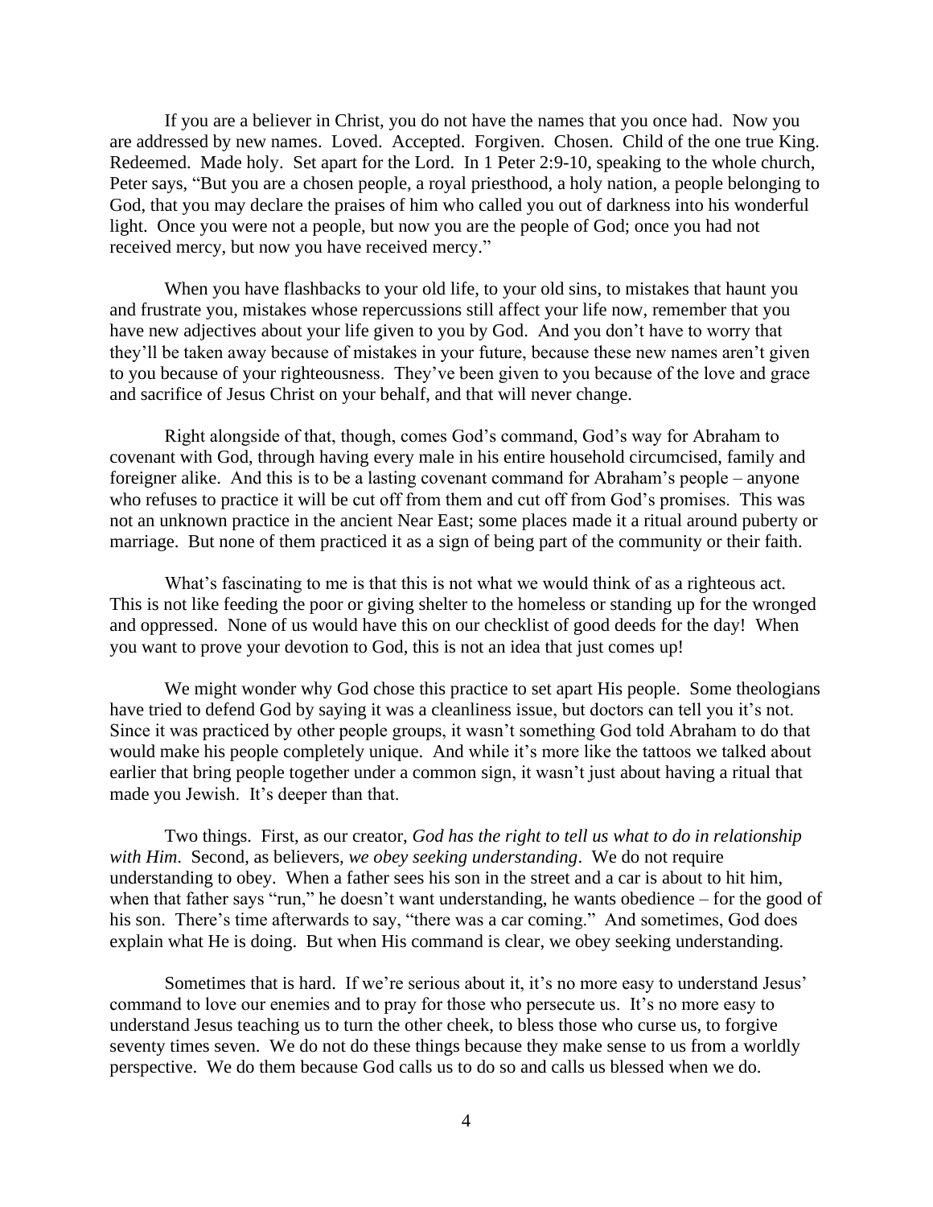If you are a believer in Christ, you do not have the names that you once had. Now you are addressed by new names. Loved. Accepted. Forgiven. Chosen. Child of the one true King. Redeemed. Made holy. Set apart for the Lord. In 1 Peter 2:9-10, speaking to the whole church, Peter says, "But you are a chosen people, a royal priesthood, a holy nation, a people belonging to God, that you may declare the praises of him who called you out of darkness into his wonderful light. Once you were not a people, but now you are the people of God; once you had not received mercy, but now you have received mercy."

When you have flashbacks to your old life, to your old sins, to mistakes that haunt you and frustrate you, mistakes whose repercussions still affect your life now, remember that you have new adjectives about your life given to you by God. And you don't have to worry that they'll be taken away because of mistakes in your future, because these new names aren't given to you because of your righteousness. They've been given to you because of the love and grace and sacrifice of Jesus Christ on your behalf, and that will never change.

Right alongside of that, though, comes God's command, God's way for Abraham to covenant with God, through having every male in his entire household circumcised, family and foreigner alike. And this is to be a lasting covenant command for Abraham's people – anyone who refuses to practice it will be cut off from them and cut off from God's promises. This was not an unknown practice in the ancient Near East; some places made it a ritual around puberty or marriage. But none of them practiced it as a sign of being part of the community or their faith.

What's fascinating to me is that this is not what we would think of as a righteous act. This is not like feeding the poor or giving shelter to the homeless or standing up for the wronged and oppressed. None of us would have this on our checklist of good deeds for the day! When you want to prove your devotion to God, this is not an idea that just comes up!

We might wonder why God chose this practice to set apart His people. Some theologians have tried to defend God by saying it was a cleanliness issue, but doctors can tell you it's not. Since it was practiced by other people groups, it wasn't something God told Abraham to do that would make his people completely unique. And while it's more like the tattoos we talked about earlier that bring people together under a common sign, it wasn't just about having a ritual that made you Jewish. It's deeper than that.

Two things. First, as our creator, *God has the right to tell us what to do in relationship with Him*. Second, as believers, *we obey seeking understanding*. We do not require understanding to obey. When a father sees his son in the street and a car is about to hit him, when that father says "run," he doesn't want understanding, he wants obedience – for the good of his son. There's time afterwards to say, "there was a car coming." And sometimes, God does explain what He is doing. But when His command is clear, we obey seeking understanding.

Sometimes that is hard. If we're serious about it, it's no more easy to understand Jesus' command to love our enemies and to pray for those who persecute us. It's no more easy to understand Jesus teaching us to turn the other cheek, to bless those who curse us, to forgive seventy times seven. We do not do these things because they make sense to us from a worldly perspective. We do them because God calls us to do so and calls us blessed when we do.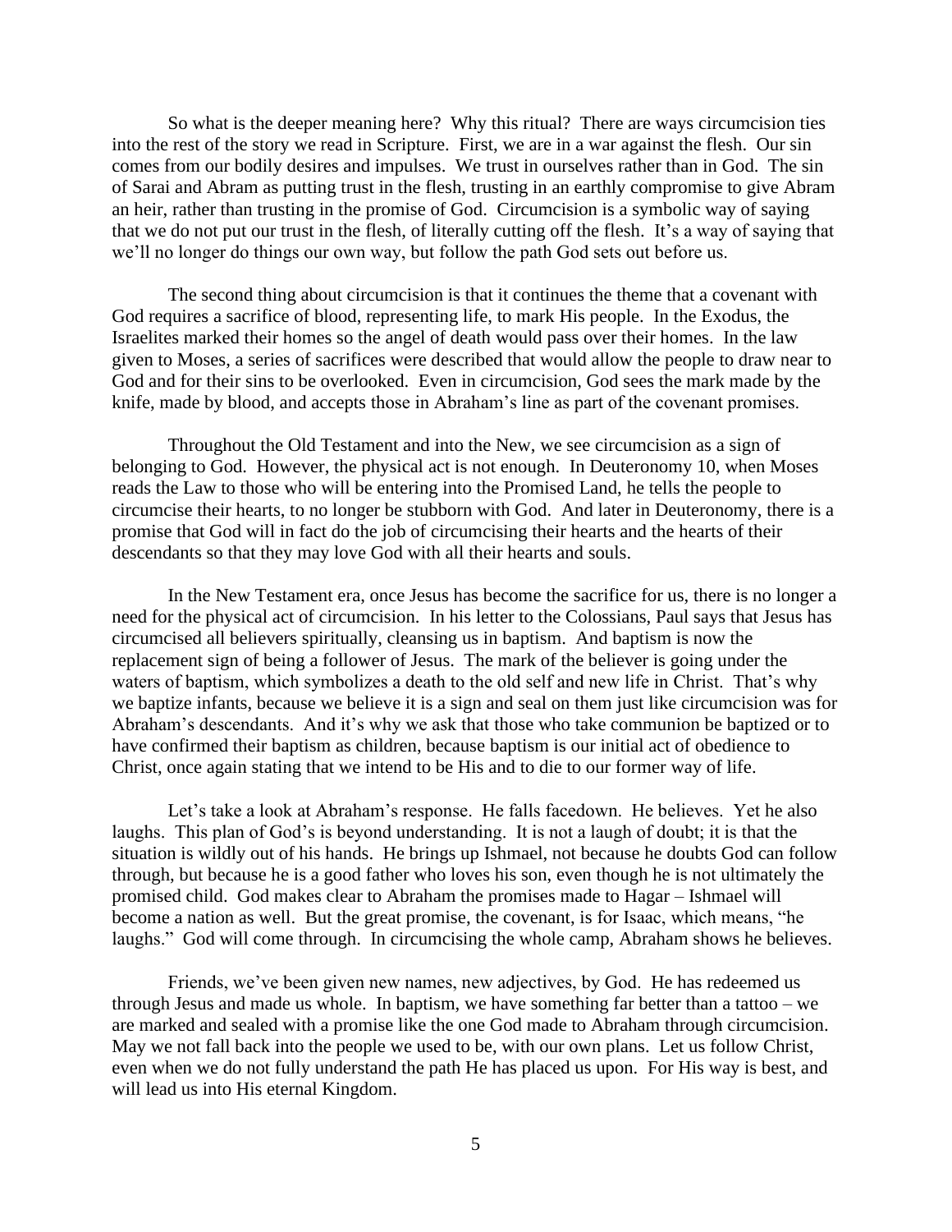So what is the deeper meaning here? Why this ritual? There are ways circumcision ties into the rest of the story we read in Scripture. First, we are in a war against the flesh. Our sin comes from our bodily desires and impulses. We trust in ourselves rather than in God. The sin of Sarai and Abram as putting trust in the flesh, trusting in an earthly compromise to give Abram an heir, rather than trusting in the promise of God. Circumcision is a symbolic way of saying that we do not put our trust in the flesh, of literally cutting off the flesh. It's a way of saying that we'll no longer do things our own way, but follow the path God sets out before us.

The second thing about circumcision is that it continues the theme that a covenant with God requires a sacrifice of blood, representing life, to mark His people. In the Exodus, the Israelites marked their homes so the angel of death would pass over their homes. In the law given to Moses, a series of sacrifices were described that would allow the people to draw near to God and for their sins to be overlooked. Even in circumcision, God sees the mark made by the knife, made by blood, and accepts those in Abraham's line as part of the covenant promises.

Throughout the Old Testament and into the New, we see circumcision as a sign of belonging to God. However, the physical act is not enough. In Deuteronomy 10, when Moses reads the Law to those who will be entering into the Promised Land, he tells the people to circumcise their hearts, to no longer be stubborn with God. And later in Deuteronomy, there is a promise that God will in fact do the job of circumcising their hearts and the hearts of their descendants so that they may love God with all their hearts and souls.

In the New Testament era, once Jesus has become the sacrifice for us, there is no longer a need for the physical act of circumcision. In his letter to the Colossians, Paul says that Jesus has circumcised all believers spiritually, cleansing us in baptism. And baptism is now the replacement sign of being a follower of Jesus. The mark of the believer is going under the waters of baptism, which symbolizes a death to the old self and new life in Christ. That's why we baptize infants, because we believe it is a sign and seal on them just like circumcision was for Abraham's descendants. And it's why we ask that those who take communion be baptized or to have confirmed their baptism as children, because baptism is our initial act of obedience to Christ, once again stating that we intend to be His and to die to our former way of life.

Let's take a look at Abraham's response. He falls facedown. He believes. Yet he also laughs. This plan of God's is beyond understanding. It is not a laugh of doubt; it is that the situation is wildly out of his hands. He brings up Ishmael, not because he doubts God can follow through, but because he is a good father who loves his son, even though he is not ultimately the promised child. God makes clear to Abraham the promises made to Hagar – Ishmael will become a nation as well. But the great promise, the covenant, is for Isaac, which means, "he laughs." God will come through. In circumcising the whole camp, Abraham shows he believes.

Friends, we've been given new names, new adjectives, by God. He has redeemed us through Jesus and made us whole. In baptism, we have something far better than a tattoo – we are marked and sealed with a promise like the one God made to Abraham through circumcision. May we not fall back into the people we used to be, with our own plans. Let us follow Christ, even when we do not fully understand the path He has placed us upon. For His way is best, and will lead us into His eternal Kingdom.